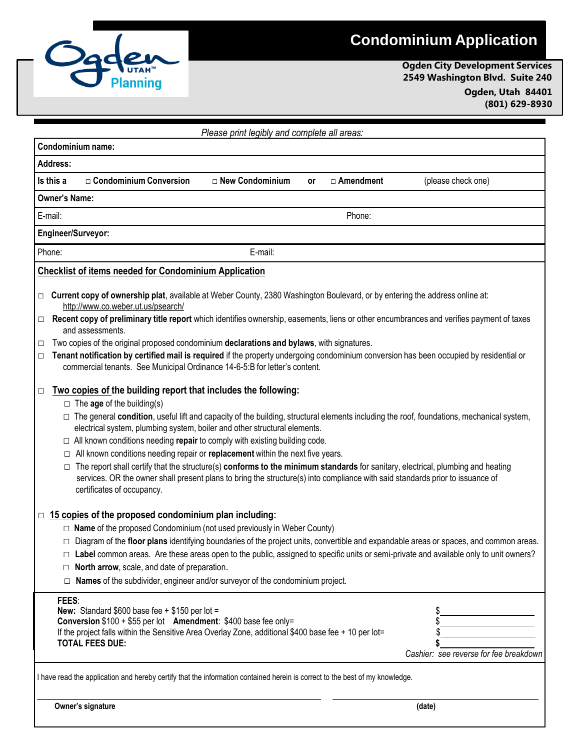# Condominium Application

**Ogden City Development Services**
**2549 Washington Blvd. Suite 240**
**Ogden, Utah 84401**
**(801) 629-8930**

*Please print legibly and complete all areas:*

**Condominium name:**

**Address:**

**Is this a** □ **Condominium Conversion** □ **New Condominium** **or** □ **Amendment** (please check one)

**Owner's Name:**

E-mail: Phone:

**Engineer/Surveyor:**

Phone: E-mail:

## Checklist of items needed for Condominium Application

- □ **Current copy of ownership plat**, available at Weber County, 2380 Washington Boulevard, or by entering the address online at: http://www.co.weber.ut.us/psearch/
- □ **Recent copy of preliminary title report** which identifies ownership, easements, liens or other encumbrances and verifies payment of taxes and assessments.
- □ Two copies of the original proposed condominium **declarations and bylaws**, with signatures.
- □ **Tenant notification by certified mail is required** if the property undergoing condominium conversion has been occupied by residential or commercial tenants. See Municipal Ordinance 14-6-5:B for letter's content.

- □ **Two copies of the building report that includes the following:**
  - □ The **age** of the building(s)
  - □ The general **condition**, useful lift and capacity of the building, structural elements including the roof, foundations, mechanical system, electrical system, plumbing system, boiler and other structural elements.
  - □ All known conditions needing **repair** to comply with existing building code.
  - □ All known conditions needing repair or **replacement** within the next five years.
  - □ The report shall certify that the structure(s) **conforms to the minimum standards** for sanitary, electrical, plumbing and heating services. OR the owner shall present plans to bring the structure(s) into compliance with said standards prior to issuance of certificates of occupancy.

- □ **15 copies of the proposed condominium plan including:**
  - □ **Name** of the proposed Condominium (not used previously in Weber County)
  - □ Diagram of the **floor plans** identifying boundaries of the project units, convertible and expandable areas or spaces, and common areas.
  - □ **Label** common areas. Are these areas open to the public, assigned to specific units or semi-private and available only to unit owners?
  - □ **North arrow**, scale, and date of preparation.
  - □ **Names** of the subdivider, engineer and/or surveyor of the condominium project.

**FEES**:
**New:** Standard $600 base fee + $150 per lot = $\_\_\_\_\_\_\_\_\_\_
**Conversion** $100 + $55 per lot **Amendment**: $400 base fee only= $\_\_\_\_\_\_\_\_\_\_
If the project falls within the Sensitive Area Overlay Zone, additional $400 base fee + 10 per lot= $\_\_\_\_\_\_\_\_\_\_
**TOTAL FEES DUE:** **$**\_\_\_\_\_\_\_\_\_\_

*Cashier: see reverse for fee breakdown*

I have read the application and hereby certify that the information contained herein is correct to the best of my knowledge.

\_\_\_\_\_\_\_\_\_\_\_\_\_\_\_\_\_\_\_\_\_\_\_\_\_\_\_\_ \_\_\_\_\_\_\_\_\_\_\_\_\_\_\_\_\_\_\_\_
**Owner's signature** **(date)**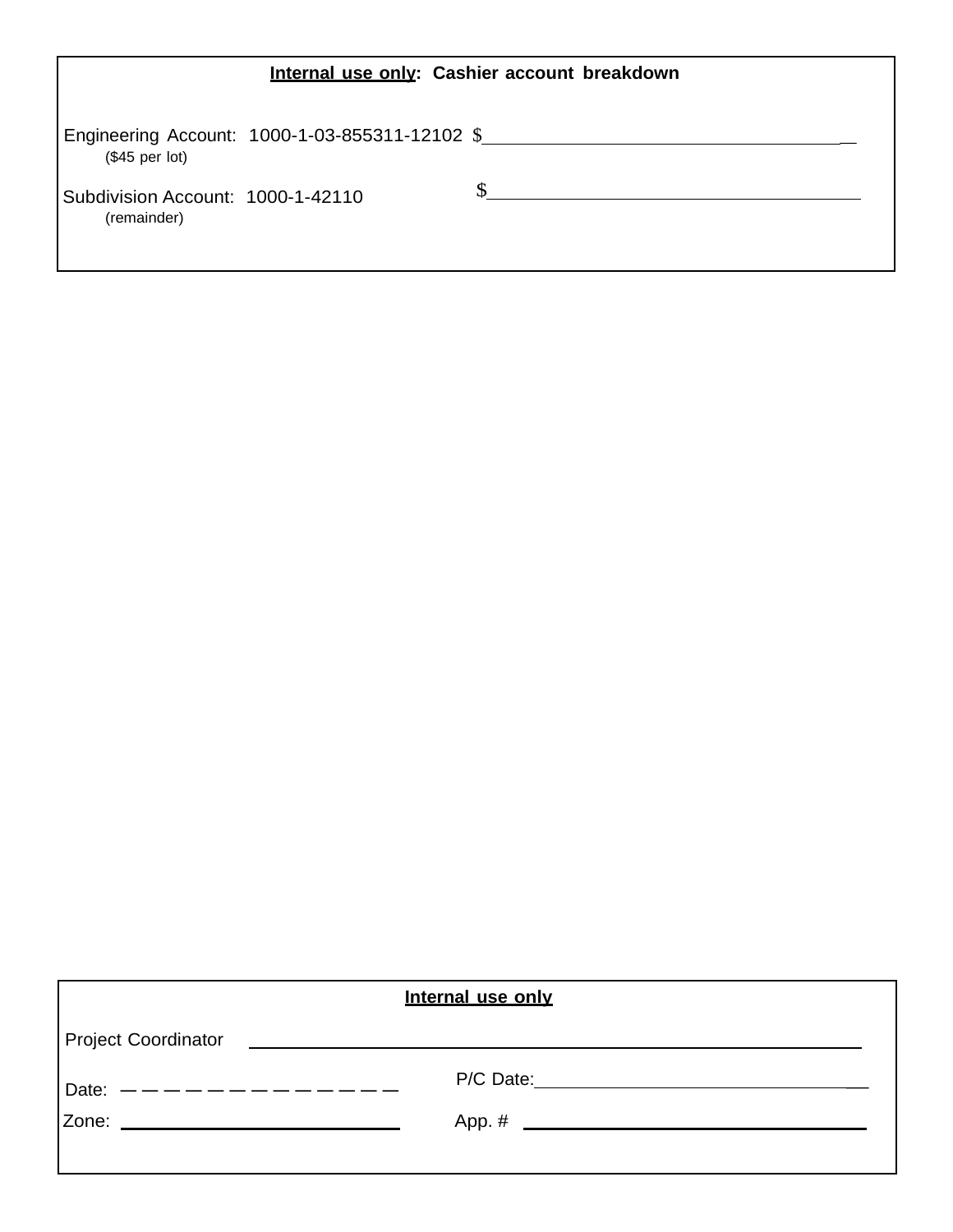**Internal use only: Cashier account breakdown**

Engineering Account: 1000-1-03-855311-12102 $\_\_\_\_\_\_\_\_\_\_\_\_\_\_\_\_\_\_\_\_\_\_\_\_\_\_\_\_\_\_
($45 per lot)

Subdivision Account: 1000-1-42110 $\_\_\_\_\_\_\_\_\_\_\_\_\_\_\_\_\_\_\_\_\_\_\_\_\_\_\_\_\_\_
(remainder)

**Internal use only**

Project Coordinator \_\_\_\_\_\_\_\_\_\_\_\_\_\_\_\_\_\_\_\_\_\_\_\_\_\_\_\_\_\_\_\_\_\_\_\_\_\_\_\_

Date: \_\_\_\_\_\_\_\_\_\_\_\_\_\_\_\_\_\_\_\_ P/C Date: \_\_\_\_\_\_\_\_\_\_\_\_\_\_\_\_\_\_\_\_

Zone: \_\_\_\_\_\_\_\_\_\_\_\_\_\_\_\_\_\_\_\_ App. # \_\_\_\_\_\_\_\_\_\_\_\_\_\_\_\_\_\_\_\_